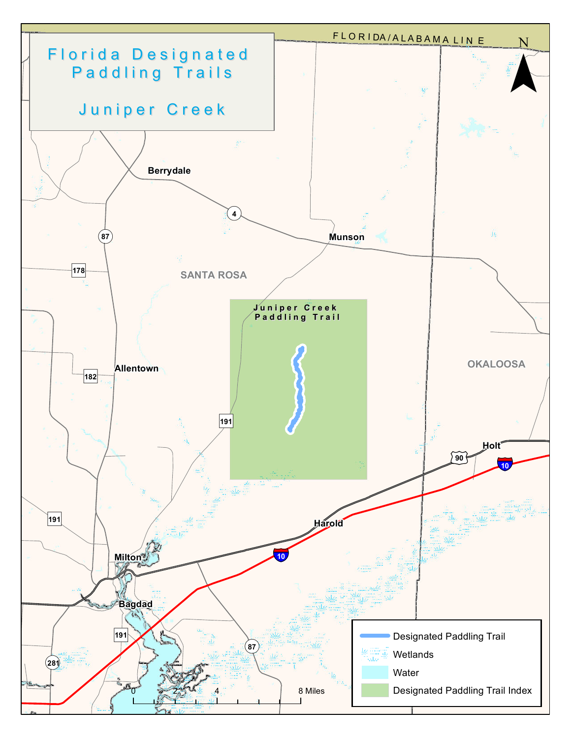# Florida Designated Paddling Trails

## Juniper Creek

FLORIDA/ALABAMA LINE

N

Berrydale

Munson

SANTA ROSA

OKALOOSA

Juniper Creek Paddling Trail

Allentown

Holt

Harold

Milton

Bagdad

4 87 178 182 191 90 10 281

0 2 4 8 Miles

- Designated Paddling Trail
- Wetlands
- Water
- Designated Paddling Trail Index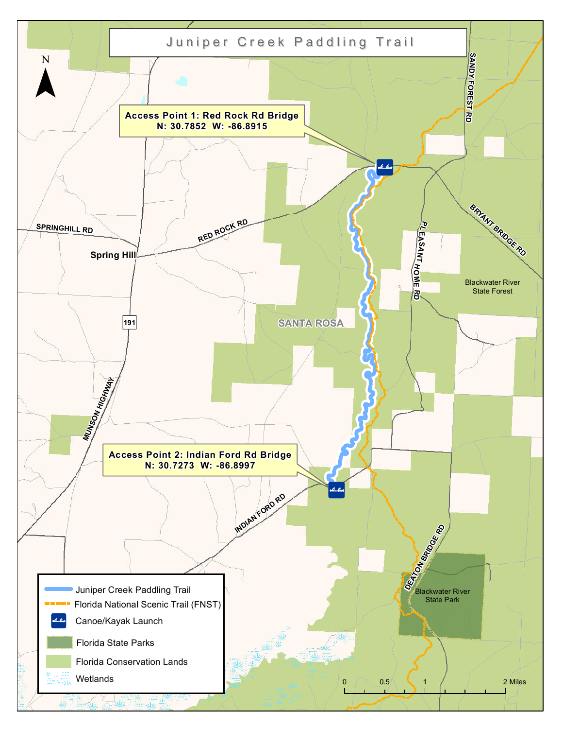# Juniper Creek Paddling Trail

**Access Point 1: Red Rock Rd Bridge**
**N: 30.7852 W: -86.8915**

**Access Point 2: Indian Ford Rd Bridge**
**N: 30.7273 W: -86.8997**

N

SANDY FOREST RD

BRYANT BRIDGE RD

PLEASANT HOME RD

SPRINGHILL RD

RED ROCK RD

Spring Hill

191

MUNSON HIGHWAY

SANTA ROSA

Blackwater River State Forest

INDIAN FORD RD

DEATON BRIDGE RD

Blackwater River State Park

- Juniper Creek Paddling Trail
- Florida National Scenic Trail (FNST)
- Canoe/Kayak Launch
- Florida State Parks
- Florida Conservation Lands
- Wetlands

0 0.5 1 2 Miles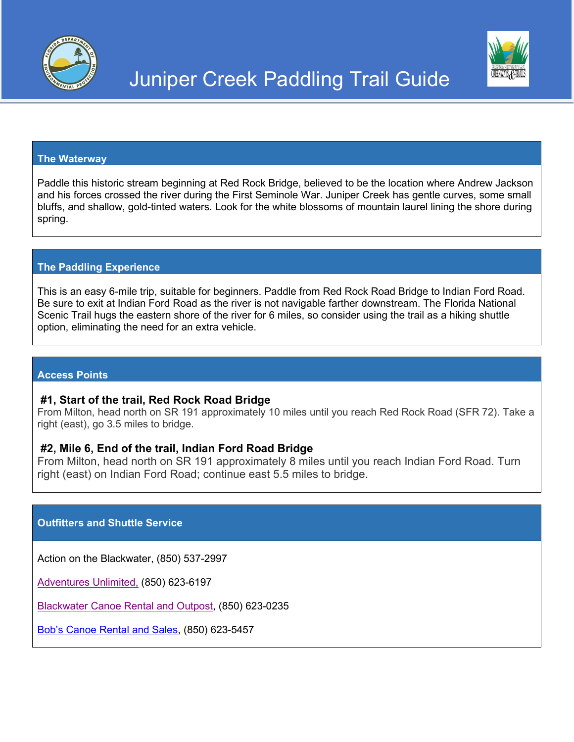# Juniper Creek Paddling Trail Guide

## The Waterway

Paddle this historic stream beginning at Red Rock Bridge, believed to be the location where Andrew Jackson and his forces crossed the river during the First Seminole War. Juniper Creek has gentle curves, some small bluffs, and shallow, gold-tinted waters. Look for the white blossoms of mountain laurel lining the shore during spring.

## The Paddling Experience

This is an easy 6-mile trip, suitable for beginners. Paddle from Red Rock Road Bridge to Indian Ford Road. Be sure to exit at Indian Ford Road as the river is not navigable farther downstream. The Florida National Scenic Trail hugs the eastern shore of the river for 6 miles, so consider using the trail as a hiking shuttle option, eliminating the need for an extra vehicle.

## Access Points

### #1, Start of the trail, Red Rock Road Bridge

From Milton, head north on SR 191 approximately 10 miles until you reach Red Rock Road (SFR 72). Take a right (east), go 3.5 miles to bridge.

### #2, Mile 6, End of the trail, Indian Ford Road Bridge

From Milton, head north on SR 191 approximately 8 miles until you reach Indian Ford Road. Turn right (east) on Indian Ford Road; continue east 5.5 miles to bridge.

## Outfitters and Shuttle Service

Action on the Blackwater, (850) 537-2997

Adventures Unlimited, (850) 623-6197

Blackwater Canoe Rental and Outpost, (850) 623-0235

Bob's Canoe Rental and Sales, (850) 623-5457